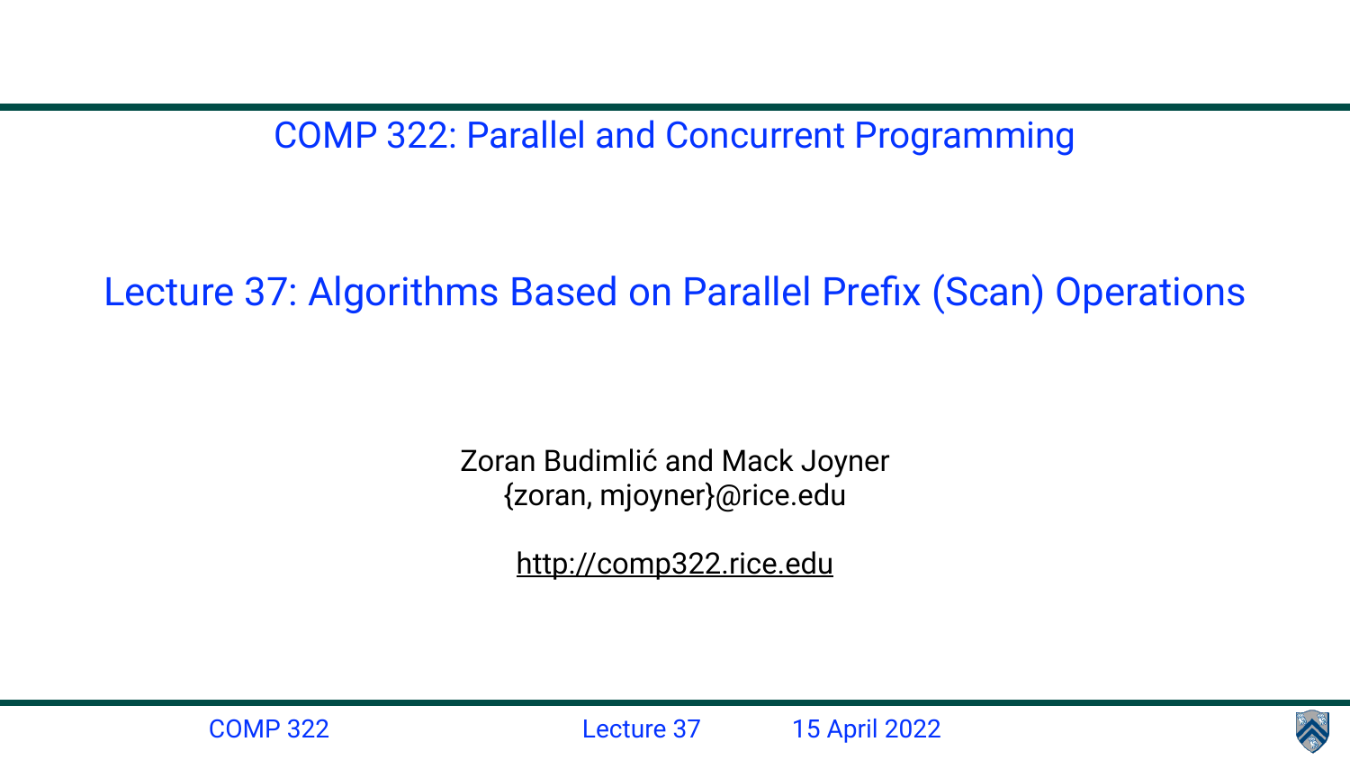COMP 322: Parallel and Concurrent Programming

# Lecture 37: Algorithms Based on Parallel Prefix (Scan) Operations

Zoran Budimlić and Mack Joyner
{zoran, mjoyner}@rice.edu

http://comp322.rice.edu

COMP 322 Lecture 37 15 April 2022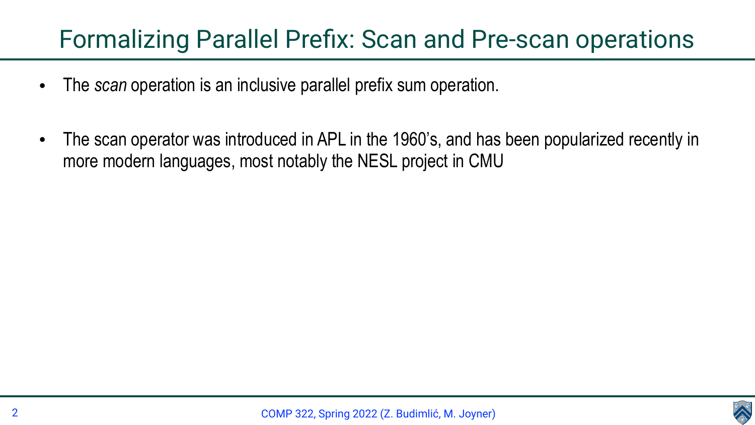# Formalizing Parallel Prefix: Scan and Pre-scan operations

- The *scan* operation is an inclusive parallel prefix sum operation.

- The scan operator was introduced in APL in the 1960's, and has been popularized recently in more modern languages, most notably the NESL project in CMU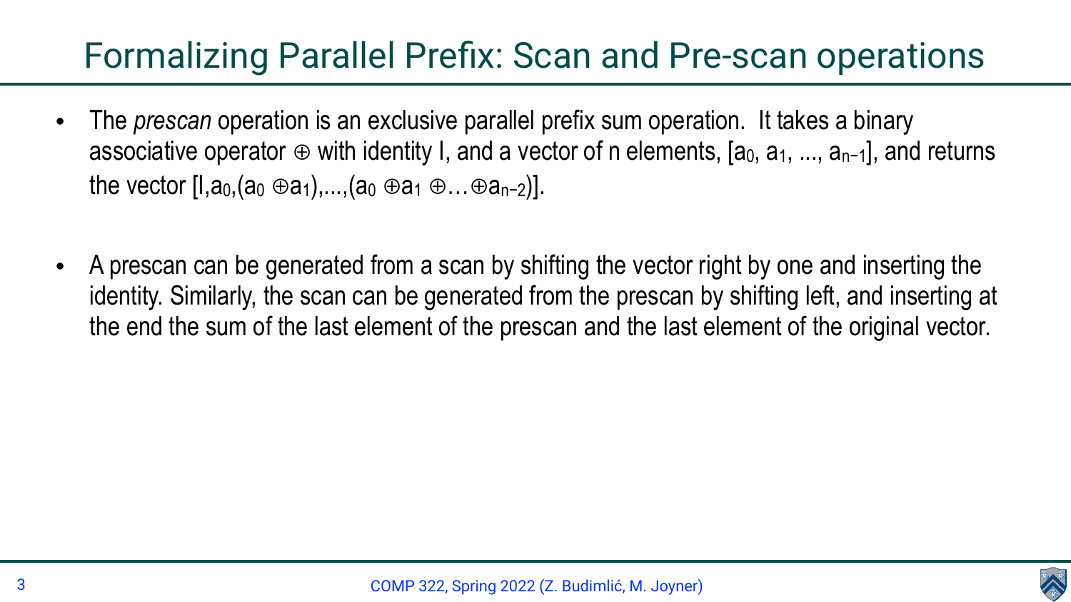# Formalizing Parallel Prefix: Scan and Pre-scan operations

- The *prescan* operation is an exclusive parallel prefix sum operation. It takes a binary associative operator $\oplus$ with identity I, and a vector of n elements, $[a_0, a_1, ..., a_{n-1}]$, and returns the vector $[I, a_0, (a_0 \oplus a_1), ..., (a_0 \oplus a_1 \oplus \ldots \oplus a_{n-2})]$.

- A prescan can be generated from a scan by shifting the vector right by one and inserting the identity. Similarly, the scan can be generated from the prescan by shifting left, and inserting at the end the sum of the last element of the prescan and the last element of the original vector.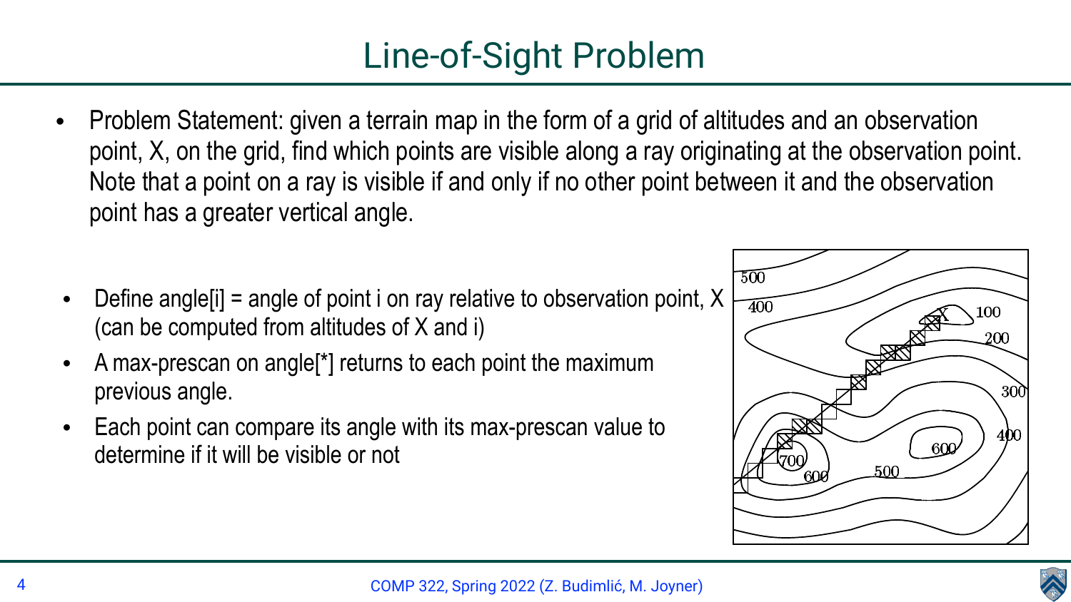# Line-of-Sight Problem

- Problem Statement: given a terrain map in the form of a grid of altitudes and an observation point, X, on the grid, find which points are visible along a ray originating at the observation point. Note that a point on a ray is visible if and only if no other point between it and the observation point has a greater vertical angle.

- Define angle[i] = angle of point i on ray relative to observation point, X (can be computed from altitudes of X and i)
- A max-prescan on angle[*] returns to each point the maximum previous angle.
- Each point can compare its angle with its max-prescan value to determine if it will be visible or not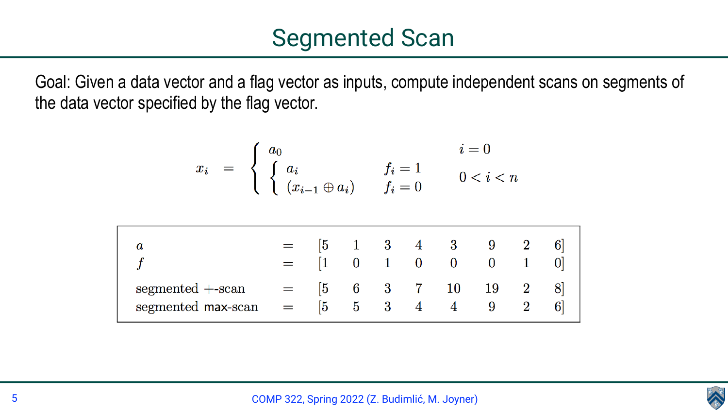# Segmented Scan

Goal: Given a data vector and a flag vector as inputs, compute independent scans on segments of the data vector specified by the flag vector.

$$
x_i = \begin{cases} a_0 & i = 0 \\ \begin{cases} a_i & f_i = 1 \\ (x_{i-1} \oplus a_i) & f_i = 0 \end{cases} & 0 < i < n \end{cases}
$$

| | | | | | | | | | |
|---|---|---|---|---|---|---|---|---|---|
| $a$ | = | [5 | 1 | 3 | 4 | 3 | 9 | 2 | 6] |
| $f$ | = | [1 | 0 | 1 | 0 | 0 | 0 | 1 | 0] |
| segmented +-scan | = | [5 | 6 | 3 | 7 | 10 | 19 | 2 | 8] |
| segmented max-scan | = | [5 | 5 | 3 | 4 | 4 | 9 | 2 | 6] |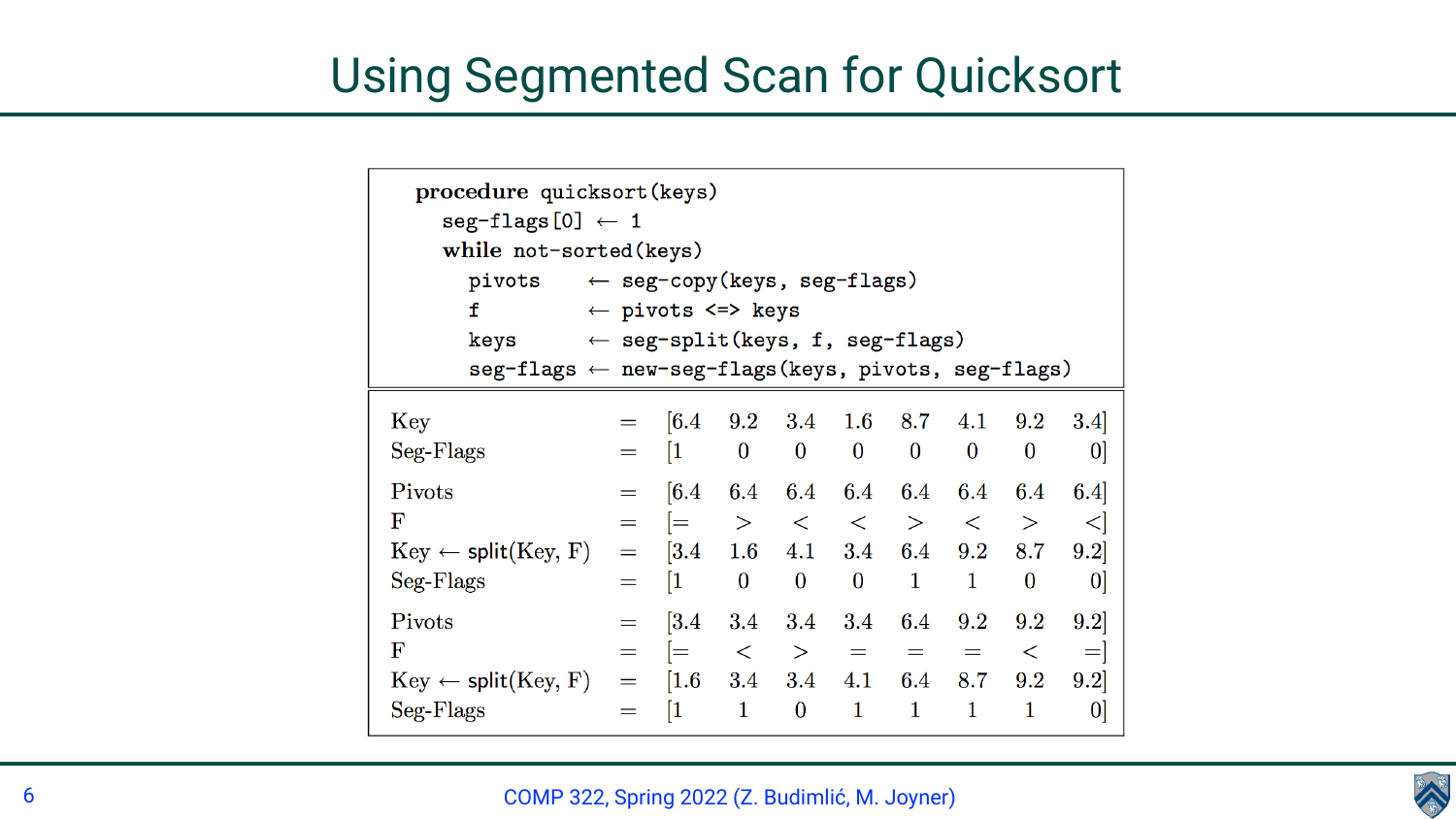# Using Segmented Scan for Quicksort

```
procedure quicksort(keys)
  seg-flags[0] ← 1
  while not-sorted(keys)
    pivots    ← seg-copy(keys, seg-flags)
    f         ← pivots <=> keys
    keys      ← seg-split(keys, f, seg-flags)
    seg-flags ← new-seg-flags(keys, pivots, seg-flags)
```

| | | | | | | | | | |
|---|---|---|---|---|---|---|---|---|---|
| Key | = | [6.4 | 9.2 | 3.4 | 1.6 | 8.7 | 4.1 | 9.2 | 3.4] |
| Seg-Flags | = | [1 | 0 | 0 | 0 | 0 | 0 | 0 | 0] |
| Pivots | = | [6.4 | 6.4 | 6.4 | 6.4 | 6.4 | 6.4 | 6.4 | 6.4] |
| F | = | [= | > | < | < | > | < | > | <] |
| Key ← split(Key, F) | = | [3.4 | 1.6 | 4.1 | 3.4 | 6.4 | 9.2 | 8.7 | 9.2] |
| Seg-Flags | = | [1 | 0 | 0 | 0 | 1 | 1 | 0 | 0] |
| Pivots | = | [3.4 | 3.4 | 3.4 | 3.4 | 6.4 | 9.2 | 9.2 | 9.2] |
| F | = | [= | < | > | = | = | = | < | =] |
| Key ← split(Key, F) | = | [1.6 | 3.4 | 3.4 | 4.1 | 6.4 | 8.7 | 9.2 | 9.2] |
| Seg-Flags | = | [1 | 1 | 0 | 1 | 1 | 1 | 1 | 0] |

COMP 322, Spring 2022 (Z. Budimlić, M. Joyner)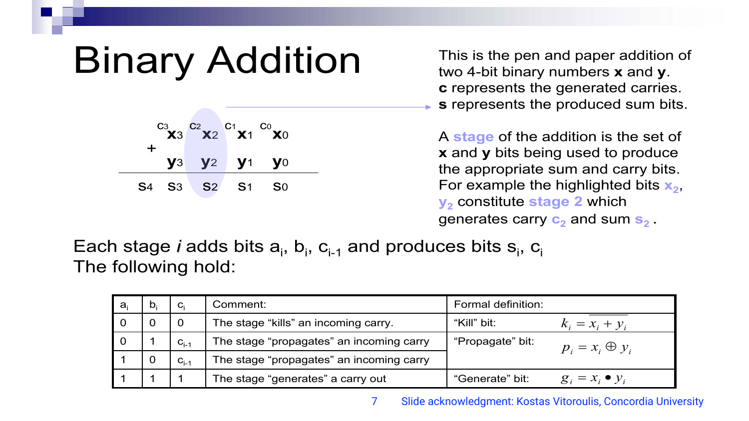# Binary Addition

$$
\begin{array}{cccccc}
 & {}^{c_3}x_3 & {}^{c_2}x_2 & {}^{c_1}x_1 & {}^{c_0}x_0 \\
+ & y_3 & y_2 & y_1 & y_0 \\
\hline
s_4 & s_3 & s_2 & s_1 & s_0
\end{array}
$$

This is the pen and paper addition of two 4-bit binary numbers **x** and **y**. **c** represents the generated carries. **s** represents the produced sum bits.

A **stage** of the addition is the set of **x** and **y** bits being used to produce the appropriate sum and carry bits. For example the highlighted bits $x_2$, $y_2$ constitute **stage 2** which generates carry $c_2$ and sum $s_2$.

Each stage *i* adds bits $a_i$, $b_i$, $c_{i-1}$ and produces bits $s_i$, $c_i$
The following hold:

| $a_i$ | $b_i$ | $c_i$ | Comment: | Formal definition: | |
|---|---|---|---|---|---|
| 0 | 0 | 0 | The stage "kills" an incoming carry. | "Kill" bit: | $k_i = \overline{x_i + y_i}$ |
| 0 | 1 | $c_{i-1}$ | The stage "propagates" an incoming carry | "Propagate" bit: | $p_i = x_i \oplus y_i$ |
| 1 | 0 | $c_{i-1}$ | The stage "propagates" an incoming carry | | |
| 1 | 1 | 1 | The stage "generates" a carry out | "Generate" bit: | $g_i = x_i \bullet y_i$ |

Slide acknowledgment: Kostas Vitoroulis, Concordia University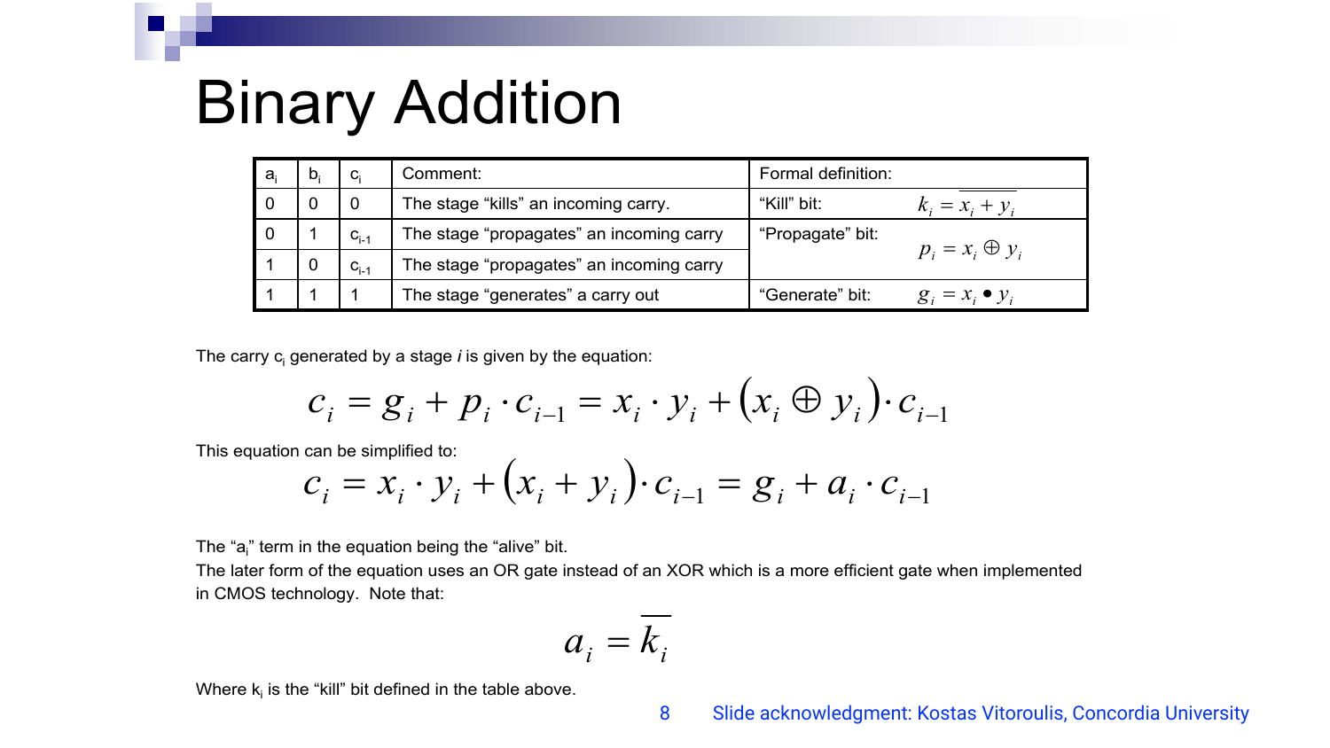# Binary Addition

| $a_i$ | $b_i$ | $c_i$ | Comment: | Formal definition: | |
|---|---|---|---|---|---|
| 0 | 0 | 0 | The stage "kills" an incoming carry. | "Kill" bit: | $k_i = \overline{x_i + y_i}$ |
| 0 | 1 | $c_{i-1}$ | The stage "propagates" an incoming carry | "Propagate" bit: | $p_i = x_i \oplus y_i$ |
| 1 | 0 | $c_{i-1}$ | The stage "propagates" an incoming carry | | |
| 1 | 1 | 1 | The stage "generates" a carry out | "Generate" bit: | $g_i = x_i \bullet y_i$ |

The carry $c_i$ generated by a stage *i* is given by the equation:

$$c_i = g_i + p_i \cdot c_{i-1} = x_i \cdot y_i + (x_i \oplus y_i) \cdot c_{i-1}$$

This equation can be simplified to:

$$c_i = x_i \cdot y_i + (x_i + y_i) \cdot c_{i-1} = g_i + a_i \cdot c_{i-1}$$

The "$a_i$" term in the equation being the "alive" bit.
The later form of the equation uses an OR gate instead of an XOR which is a more efficient gate when implemented in CMOS technology. Note that:

$$a_i = \overline{k_i}$$

Where $k_i$ is the "kill" bit defined in the table above.

Slide acknowledgment: Kostas Vitoroulis, Concordia University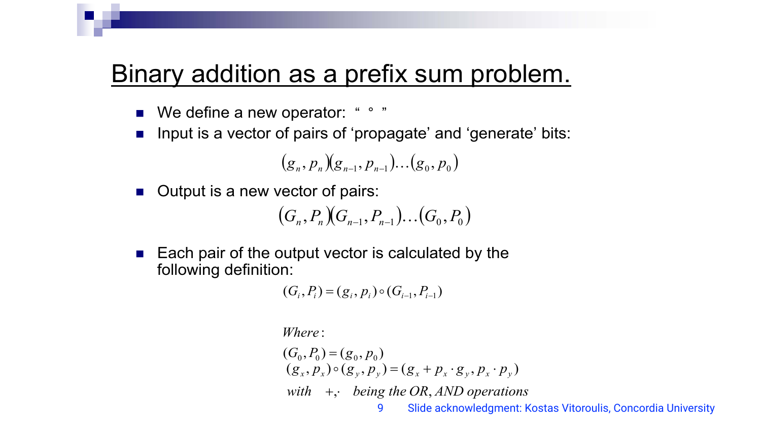# Binary addition as a prefix sum problem.

- We define a new operator: " $\circ$ "
- Input is a vector of pairs of 'propagate' and 'generate' bits:

$$(g_n, p_n)(g_{n-1}, p_{n-1})\ldots(g_0, p_0)$$

- Output is a new vector of pairs:

$$(G_n, P_n)(G_{n-1}, P_{n-1})\ldots(G_0, P_0)$$

- Each pair of the output vector is calculated by the following definition:

$$(G_i, P_i) = (g_i, p_i) \circ (G_{i-1}, P_{i-1})$$

$$
\begin{aligned}
&\textit{Where}: \\
&(G_0, P_0) = (g_0, p_0) \\
&(g_x, p_x) \circ (g_y, p_y) = (g_x + p_x \cdot g_y, p_x \cdot p_y) \\
&\textit{with} \quad +,\cdot \quad \textit{being the OR, AND operations}
\end{aligned}
$$

Slide acknowledgment: Kostas Vitoroulis, Concordia University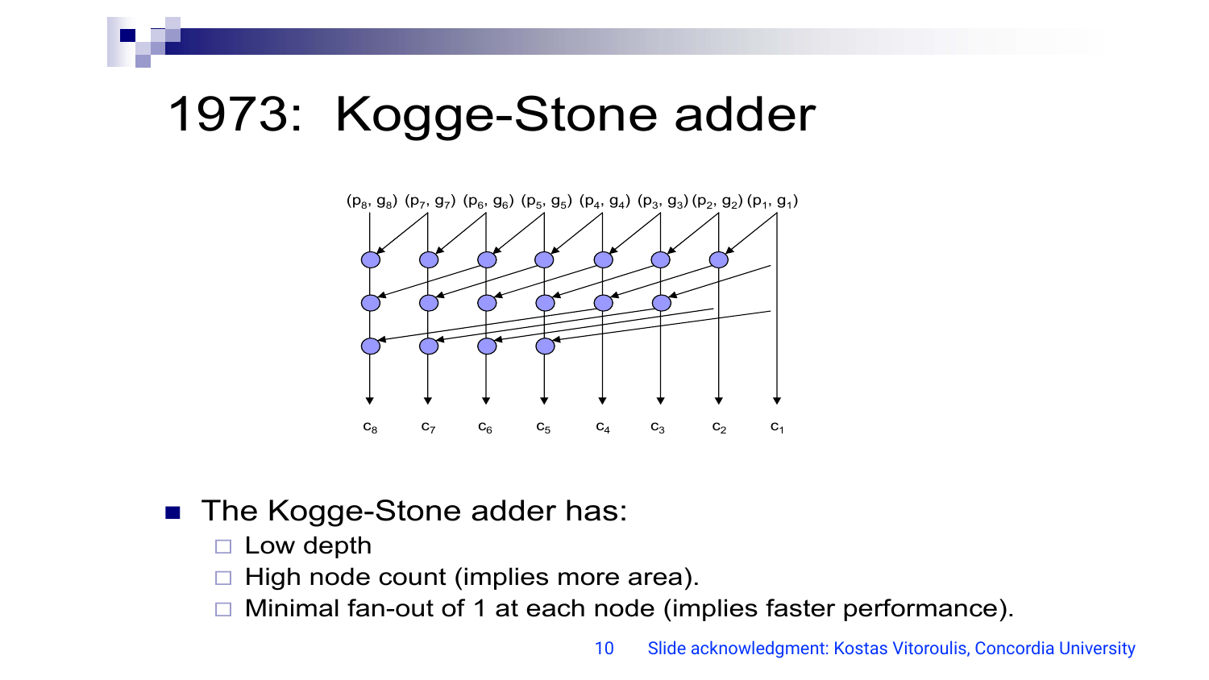# 1973: Kogge-Stone adder

$(p_8, g_8)$ $(p_7, g_7)$ $(p_6, g_6)$ $(p_5, g_5)$ $(p_4, g_4)$ $(p_3, g_3)$ $(p_2, g_2)$ $(p_1, g_1)$

$c_8$ $c_7$ $c_6$ $c_5$ $c_4$ $c_3$ $c_2$ $c_1$

- The Kogge-Stone adder has:
  - Low depth
  - High node count (implies more area).
  - Minimal fan-out of 1 at each node (implies faster performance).

Slide acknowledgment: Kostas Vitoroulis, Concordia University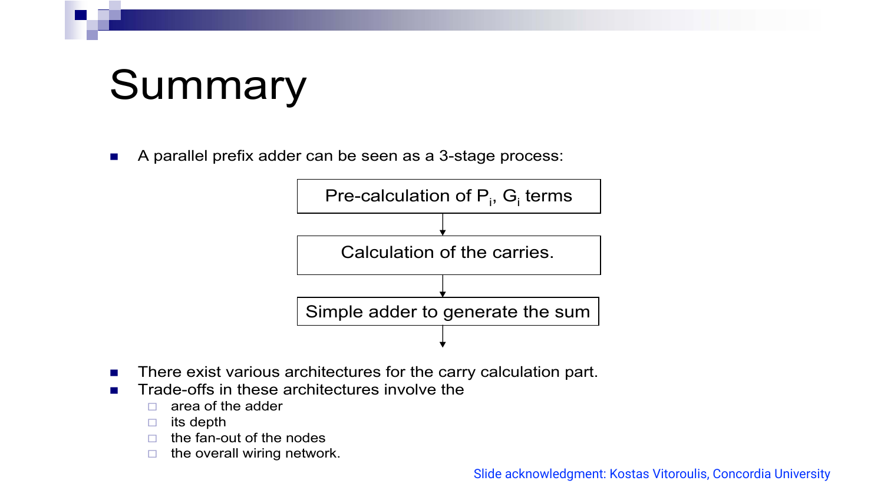# Summary

- A parallel prefix adder can be seen as a 3-stage process:

Pre-calculation of $P_i$, $G_i$ terms

Calculation of the carries.

Simple adder to generate the sum

- There exist various architectures for the carry calculation part.
- Trade-offs in these architectures involve the
  - area of the adder
  - its depth
  - the fan-out of the nodes
  - the overall wiring network.

Slide acknowledgment: Kostas Vitoroulis, Concordia University